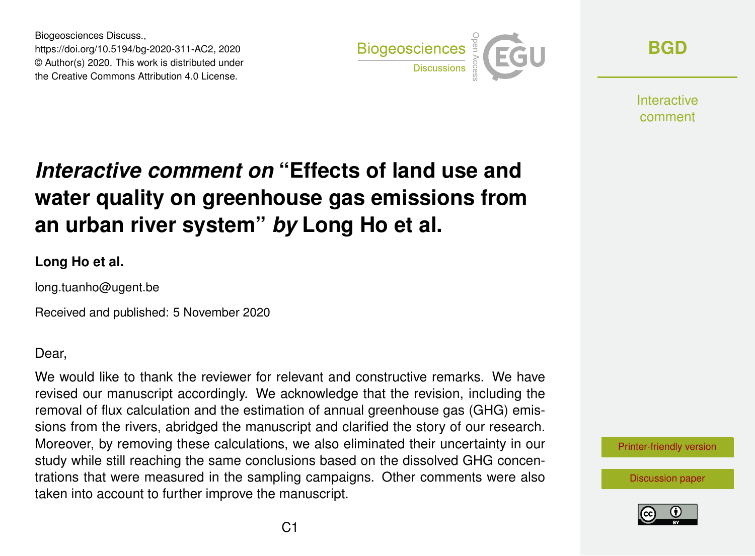# *Interactive comment on* "Effects of land use and water quality on greenhouse gas emissions from an urban river system" *by* Long Ho et al.

**Long Ho et al.**

long.tuanho@ugent.be

Received and published: 5 November 2020

Dear,

We would like to thank the reviewer for relevant and constructive remarks. We have revised our manuscript accordingly. We acknowledge that the revision, including the removal of flux calculation and the estimation of annual greenhouse gas (GHG) emissions from the rivers, abridged the manuscript and clarified the story of our research. Moreover, by removing these calculations, we also eliminated their uncertainty in our study while still reaching the same conclusions based on the dissolved GHG concentrations that were measured in the sampling campaigns. Other comments were also taken into account to further improve the manuscript.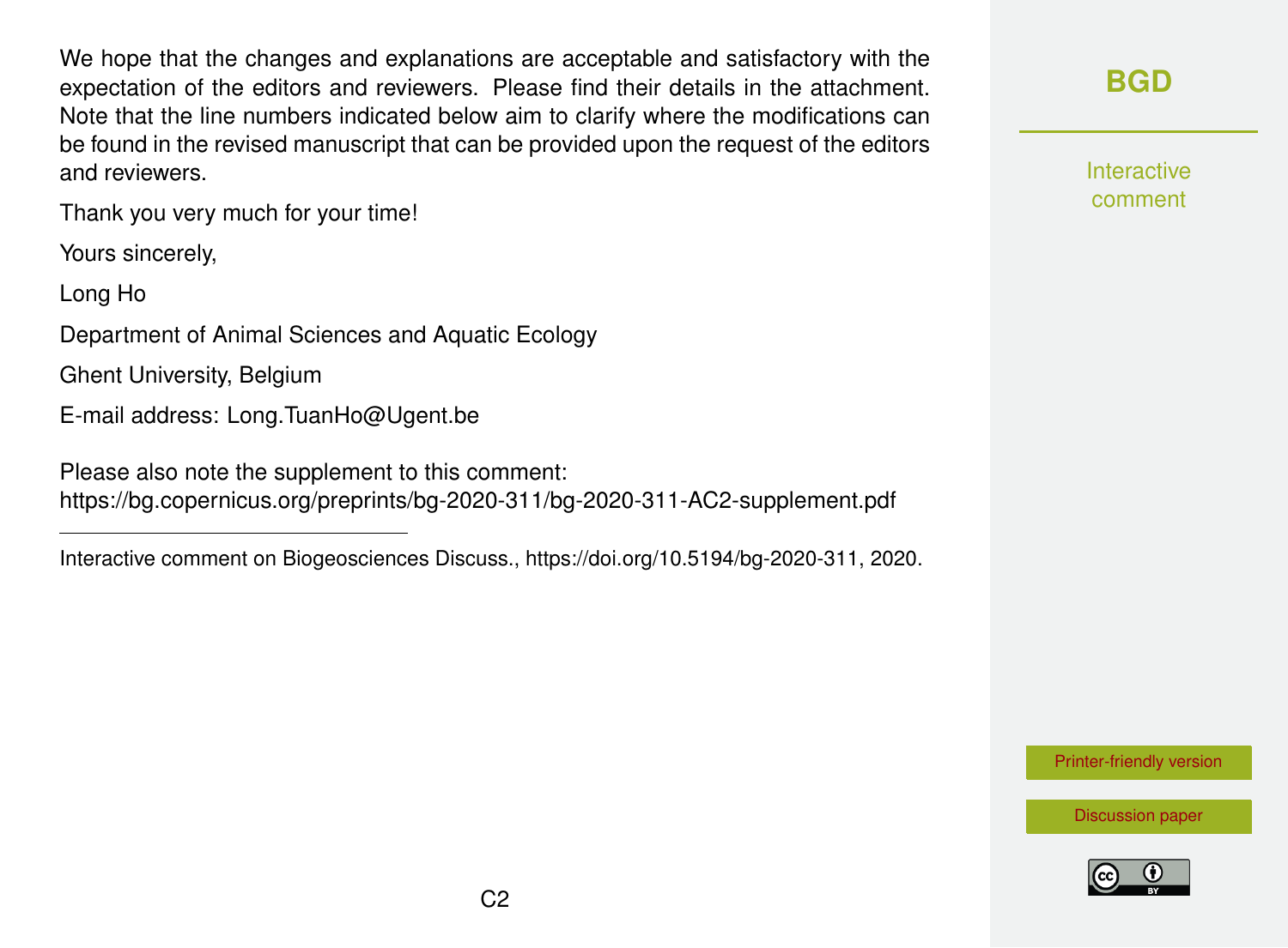We hope that the changes and explanations are acceptable and satisfactory with the expectation of the editors and reviewers. Please find their details in the attachment. Note that the line numbers indicated below aim to clarify where the modifications can be found in the revised manuscript that can be provided upon the request of the editors and reviewers.

Thank you very much for your time!

Yours sincerely,

Long Ho

Department of Animal Sciences and Aquatic Ecology

Ghent University, Belgium

E-mail address: Long.TuanHo@Ugent.be

Please also note the supplement to this comment:
https://bg.copernicus.org/preprints/bg-2020-311/bg-2020-311-AC2-supplement.pdf

---

Interactive comment on Biogeosciences Discuss., https://doi.org/10.5194/bg-2020-311, 2020.